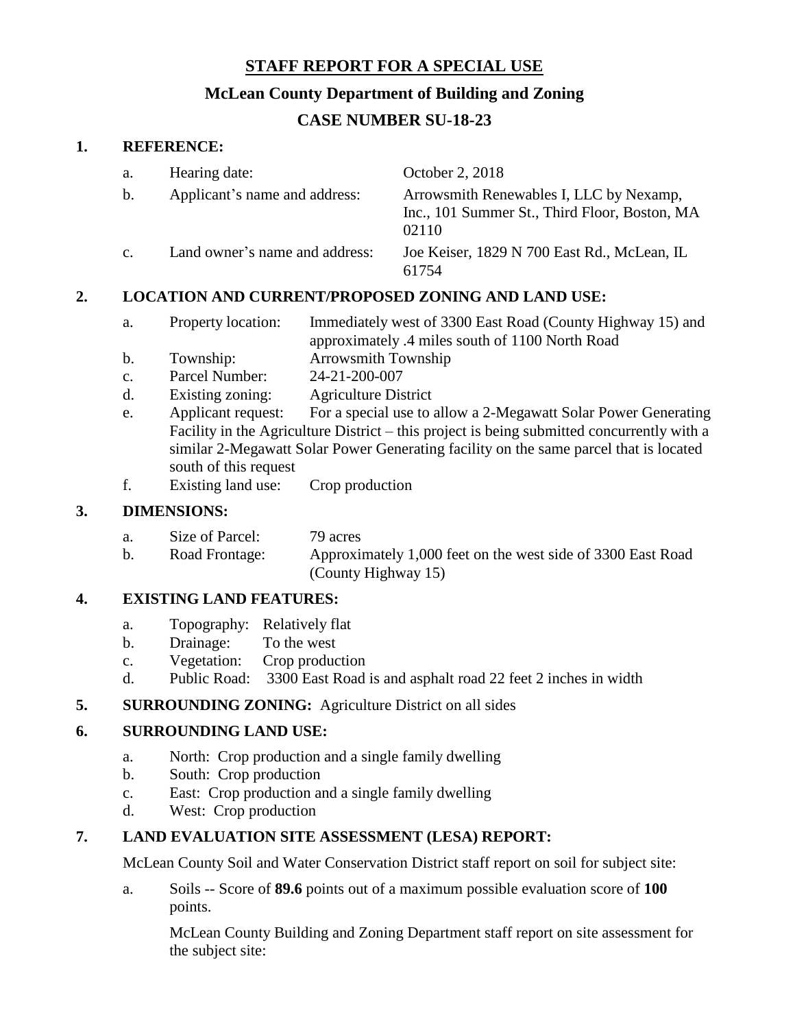# STAFF REPORT FOR A SPECIAL USE

## McLean County Department of Building and Zoning

## CASE NUMBER SU-18-23

**1. REFERENCE:**

- a. Hearing date: October 2, 2018
- b. Applicant's name and address: Arrowsmith Renewables I, LLC by Nexamp, Inc., 101 Summer St., Third Floor, Boston, MA 02110
- c. Land owner's name and address: Joe Keiser, 1829 N 700 East Rd., McLean, IL 61754

**2. LOCATION AND CURRENT/PROPOSED ZONING AND LAND USE:**

- a. Property location: Immediately west of 3300 East Road (County Highway 15) and approximately .4 miles south of 1100 North Road
- b. Township: Arrowsmith Township
- c. Parcel Number: 24-21-200-007
- d. Existing zoning: Agriculture District
- e. Applicant request: For a special use to allow a 2-Megawatt Solar Power Generating Facility in the Agriculture District – this project is being submitted concurrently with a similar 2-Megawatt Solar Power Generating facility on the same parcel that is located south of this request
- f. Existing land use: Crop production

**3. DIMENSIONS:**

- a. Size of Parcel: 79 acres
- b. Road Frontage: Approximately 1,000 feet on the west side of 3300 East Road (County Highway 15)

**4. EXISTING LAND FEATURES:**

- a. Topography: Relatively flat
- b. Drainage: To the west
- c. Vegetation: Crop production
- d. Public Road: 3300 East Road is and asphalt road 22 feet 2 inches in width

**5. SURROUNDING ZONING:** Agriculture District on all sides

**6. SURROUNDING LAND USE:**

- a. North: Crop production and a single family dwelling
- b. South: Crop production
- c. East: Crop production and a single family dwelling
- d. West: Crop production

**7. LAND EVALUATION SITE ASSESSMENT (LESA) REPORT:**

McLean County Soil and Water Conservation District staff report on soil for subject site:

- a. Soils -- Score of **89.6** points out of a maximum possible evaluation score of **100** points.

  McLean County Building and Zoning Department staff report on site assessment for the subject site: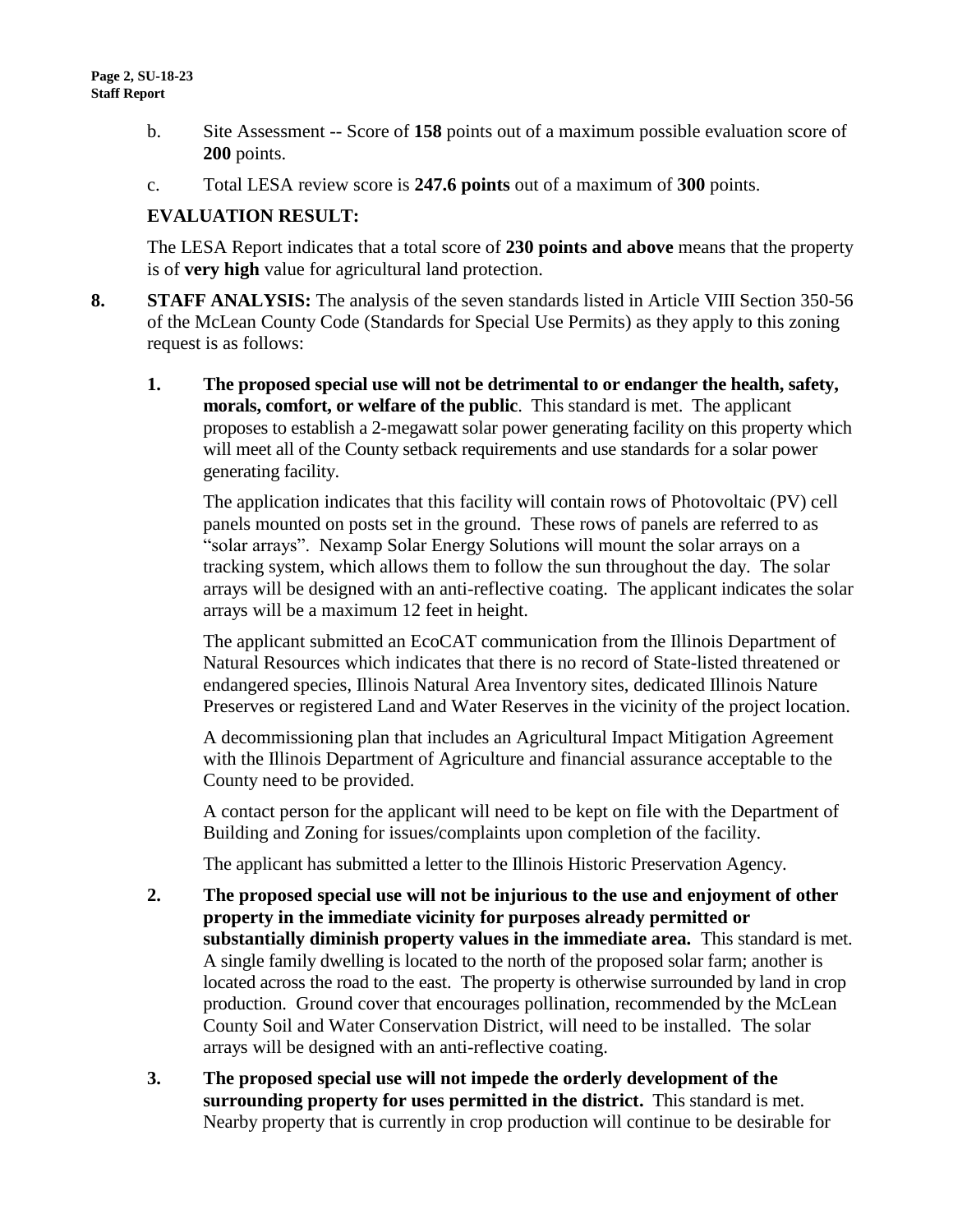b. Site Assessment -- Score of **158** points out of a maximum possible evaluation score of **200** points.

c. Total LESA review score is **247.6 points** out of a maximum of **300** points.

**EVALUATION RESULT:**

The LESA Report indicates that a total score of **230 points and above** means that the property is of **very high** value for agricultural land protection.

**8. STAFF ANALYSIS:** The analysis of the seven standards listed in Article VIII Section 350-56 of the McLean County Code (Standards for Special Use Permits) as they apply to this zoning request is as follows:

**1. The proposed special use will not be detrimental to or endanger the health, safety, morals, comfort, or welfare of the public**. This standard is met. The applicant proposes to establish a 2-megawatt solar power generating facility on this property which will meet all of the County setback requirements and use standards for a solar power generating facility.

The application indicates that this facility will contain rows of Photovoltaic (PV) cell panels mounted on posts set in the ground. These rows of panels are referred to as "solar arrays". Nexamp Solar Energy Solutions will mount the solar arrays on a tracking system, which allows them to follow the sun throughout the day. The solar arrays will be designed with an anti-reflective coating. The applicant indicates the solar arrays will be a maximum 12 feet in height.

The applicant submitted an EcoCAT communication from the Illinois Department of Natural Resources which indicates that there is no record of State-listed threatened or endangered species, Illinois Natural Area Inventory sites, dedicated Illinois Nature Preserves or registered Land and Water Reserves in the vicinity of the project location.

A decommissioning plan that includes an Agricultural Impact Mitigation Agreement with the Illinois Department of Agriculture and financial assurance acceptable to the County need to be provided.

A contact person for the applicant will need to be kept on file with the Department of Building and Zoning for issues/complaints upon completion of the facility.

The applicant has submitted a letter to the Illinois Historic Preservation Agency.

**2. The proposed special use will not be injurious to the use and enjoyment of other property in the immediate vicinity for purposes already permitted or substantially diminish property values in the immediate area.** This standard is met. A single family dwelling is located to the north of the proposed solar farm; another is located across the road to the east. The property is otherwise surrounded by land in crop production. Ground cover that encourages pollination, recommended by the McLean County Soil and Water Conservation District, will need to be installed. The solar arrays will be designed with an anti-reflective coating.

**3. The proposed special use will not impede the orderly development of the surrounding property for uses permitted in the district.** This standard is met. Nearby property that is currently in crop production will continue to be desirable for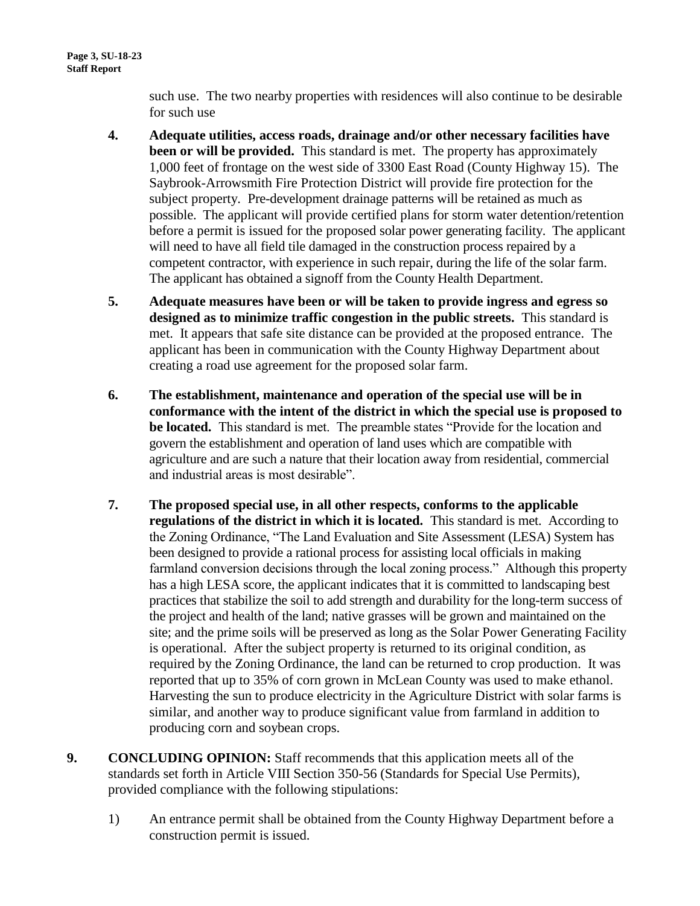such use. The two nearby properties with residences will also continue to be desirable for such use

4. **Adequate utilities, access roads, drainage and/or other necessary facilities have been or will be provided.** This standard is met. The property has approximately 1,000 feet of frontage on the west side of 3300 East Road (County Highway 15). The Saybrook-Arrowsmith Fire Protection District will provide fire protection for the subject property. Pre-development drainage patterns will be retained as much as possible. The applicant will provide certified plans for storm water detention/retention before a permit is issued for the proposed solar power generating facility. The applicant will need to have all field tile damaged in the construction process repaired by a competent contractor, with experience in such repair, during the life of the solar farm. The applicant has obtained a signoff from the County Health Department.

5. **Adequate measures have been or will be taken to provide ingress and egress so designed as to minimize traffic congestion in the public streets.** This standard is met. It appears that safe site distance can be provided at the proposed entrance. The applicant has been in communication with the County Highway Department about creating a road use agreement for the proposed solar farm.

6. **The establishment, maintenance and operation of the special use will be in conformance with the intent of the district in which the special use is proposed to be located.** This standard is met. The preamble states "Provide for the location and govern the establishment and operation of land uses which are compatible with agriculture and are such a nature that their location away from residential, commercial and industrial areas is most desirable".

7. **The proposed special use, in all other respects, conforms to the applicable regulations of the district in which it is located.** This standard is met. According to the Zoning Ordinance, "The Land Evaluation and Site Assessment (LESA) System has been designed to provide a rational process for assisting local officials in making farmland conversion decisions through the local zoning process." Although this property has a high LESA score, the applicant indicates that it is committed to landscaping best practices that stabilize the soil to add strength and durability for the long-term success of the project and health of the land; native grasses will be grown and maintained on the site; and the prime soils will be preserved as long as the Solar Power Generating Facility is operational. After the subject property is returned to its original condition, as required by the Zoning Ordinance, the land can be returned to crop production. It was reported that up to 35% of corn grown in McLean County was used to make ethanol. Harvesting the sun to produce electricity in the Agriculture District with solar farms is similar, and another way to produce significant value from farmland in addition to producing corn and soybean crops.

**9. CONCLUDING OPINION:** Staff recommends that this application meets all of the standards set forth in Article VIII Section 350-56 (Standards for Special Use Permits), provided compliance with the following stipulations:

1) An entrance permit shall be obtained from the County Highway Department before a construction permit is issued.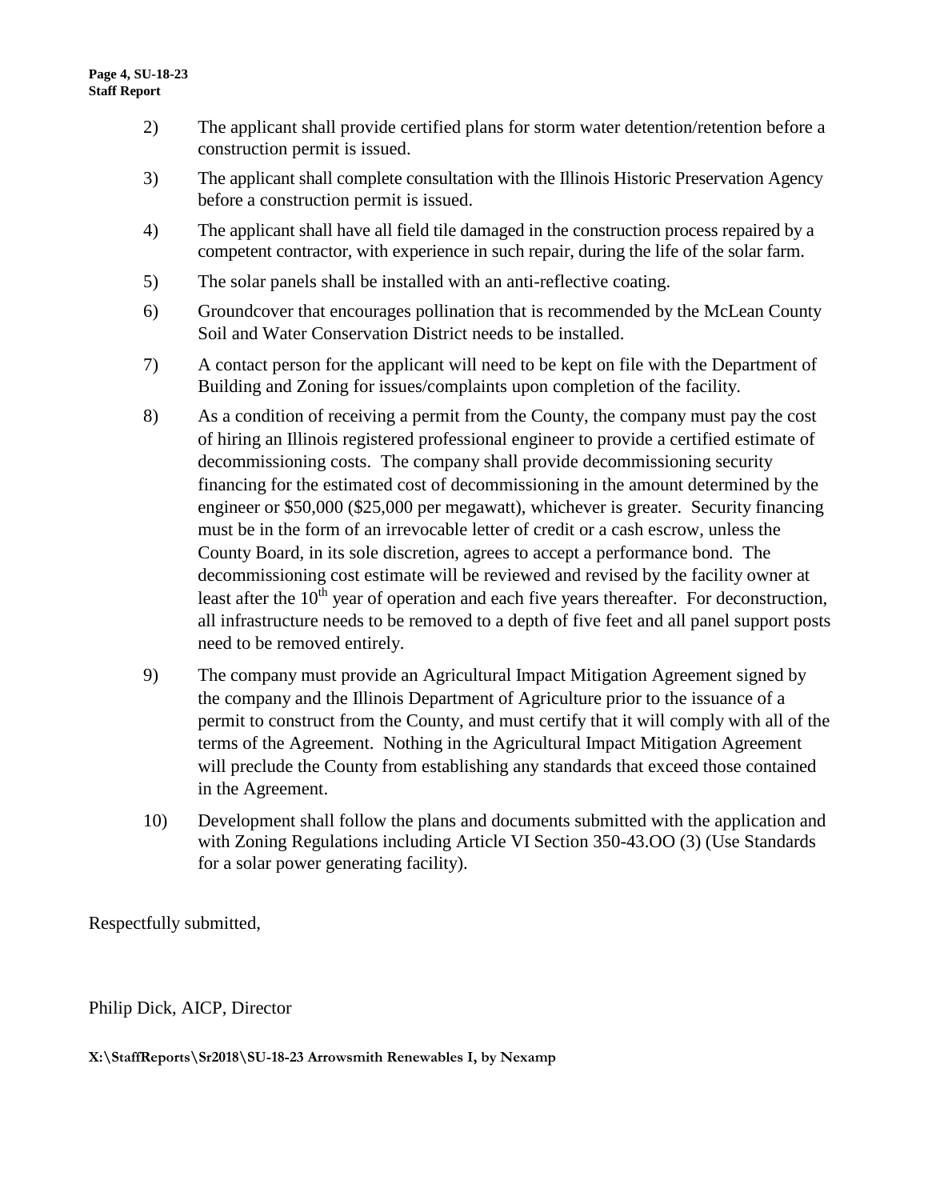2) The applicant shall provide certified plans for storm water detention/retention before a construction permit is issued.

3) The applicant shall complete consultation with the Illinois Historic Preservation Agency before a construction permit is issued.

4) The applicant shall have all field tile damaged in the construction process repaired by a competent contractor, with experience in such repair, during the life of the solar farm.

5) The solar panels shall be installed with an anti-reflective coating.

6) Groundcover that encourages pollination that is recommended by the McLean County Soil and Water Conservation District needs to be installed.

7) A contact person for the applicant will need to be kept on file with the Department of Building and Zoning for issues/complaints upon completion of the facility.

8) As a condition of receiving a permit from the County, the company must pay the cost of hiring an Illinois registered professional engineer to provide a certified estimate of decommissioning costs. The company shall provide decommissioning security financing for the estimated cost of decommissioning in the amount determined by the engineer or $50,000 ($25,000 per megawatt), whichever is greater. Security financing must be in the form of an irrevocable letter of credit or a cash escrow, unless the County Board, in its sole discretion, agrees to accept a performance bond. The decommissioning cost estimate will be reviewed and revised by the facility owner at least after the 10th year of operation and each five years thereafter. For deconstruction, all infrastructure needs to be removed to a depth of five feet and all panel support posts need to be removed entirely.

9) The company must provide an Agricultural Impact Mitigation Agreement signed by the company and the Illinois Department of Agriculture prior to the issuance of a permit to construct from the County, and must certify that it will comply with all of the terms of the Agreement. Nothing in the Agricultural Impact Mitigation Agreement will preclude the County from establishing any standards that exceed those contained in the Agreement.

10) Development shall follow the plans and documents submitted with the application and with Zoning Regulations including Article VI Section 350-43.OO (3) (Use Standards for a solar power generating facility).

Respectfully submitted,

Philip Dick, AICP, Director

**X:\StaffReports\Sr2018\SU-18-23 Arrowsmith Renewables I, by Nexamp**